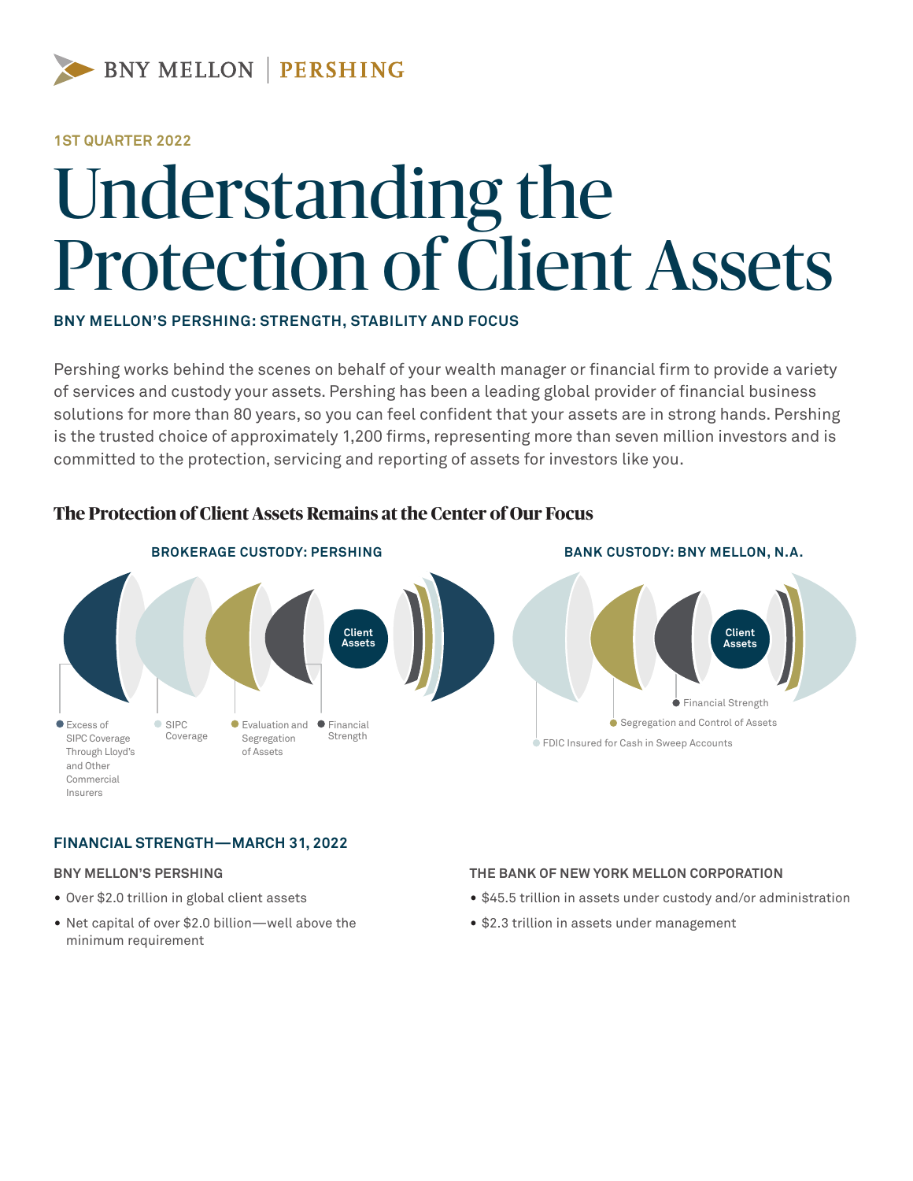1ST QUARTER 2022

# Understanding the Protection of Client Assets

**BNY MELLON'S PERSHING: STRENGTH, STABILITY AND FOCUS**

Pershing works behind the scenes on behalf of your wealth manager or financial firm to provide a variety of services and custody your assets. Pershing has been a leading global provider of financial business solutions for more than 80 years, so you can feel confident that your assets are in strong hands. Pershing is the trusted choice of approximately 1,200 firms, representing more than seven million investors and is committed to the protection, servicing and reporting of assets for investors like you.

## The Protection of Client Assets Remains at the Center of Our Focus

**BROKERAGE CUSTODY: PERSHING**

Client Assets

- Excess of SIPC Coverage Through Lloyd's and Other Commercial Insurers
- SIPC Coverage
- Evaluation and Segregation of Assets
- Financial Strength

**BANK CUSTODY: BNY MELLON, N.A.**

Client Assets

- Financial Strength
- Segregation and Control of Assets
- FDIC Insured for Cash in Sweep Accounts

### FINANCIAL STRENGTH—MARCH 31, 2022

**BNY MELLON'S PERSHING**

- Over $2.0 trillion in global client assets
- Net capital of over $2.0 billion—well above the minimum requirement

**THE BANK OF NEW YORK MELLON CORPORATION**

- $45.5 trillion in assets under custody and/or administration
- $2.3 trillion in assets under management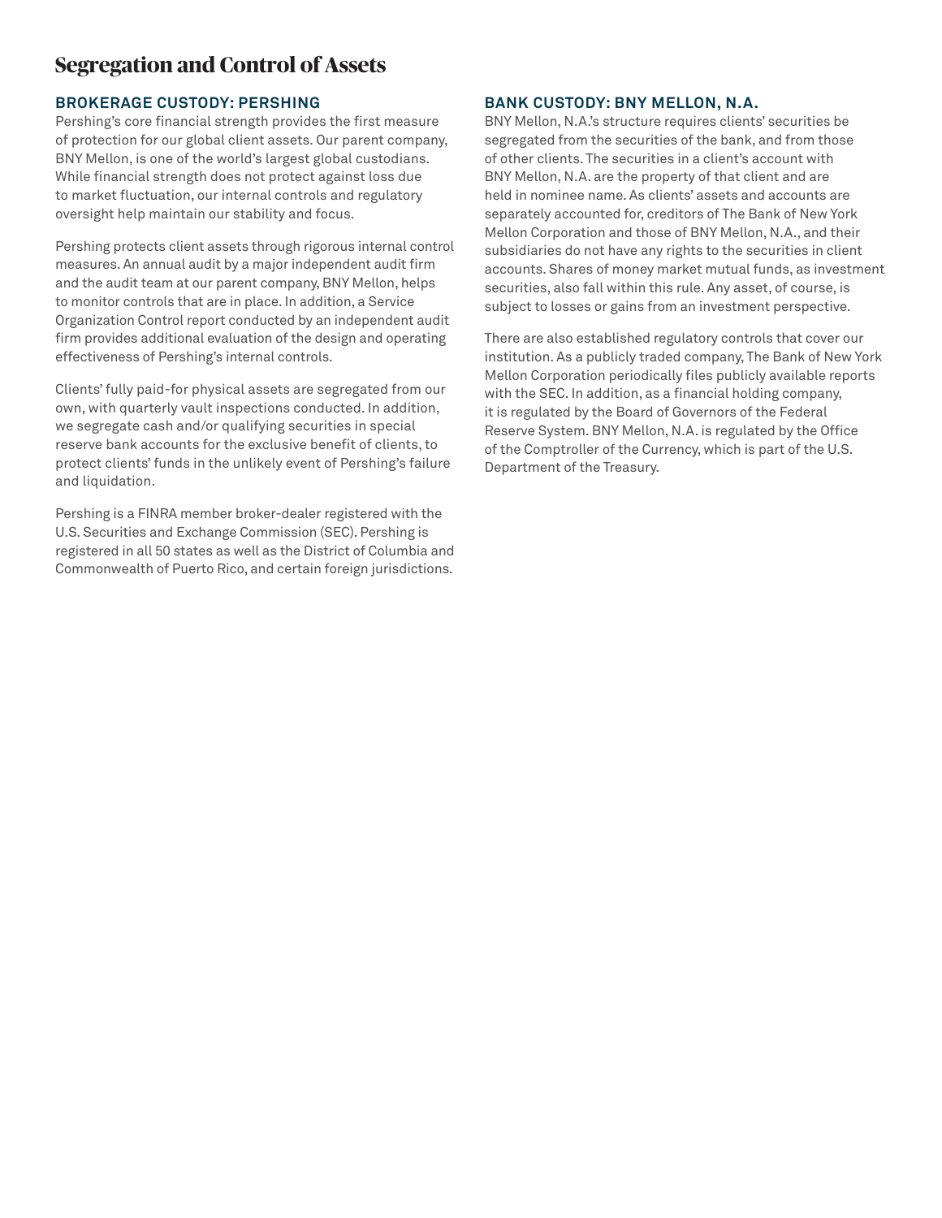# Segregation and Control of Assets

## BROKERAGE CUSTODY: PERSHING

Pershing's core financial strength provides the first measure of protection for our global client assets. Our parent company, BNY Mellon, is one of the world's largest global custodians. While financial strength does not protect against loss due to market fluctuation, our internal controls and regulatory oversight help maintain our stability and focus.

Pershing protects client assets through rigorous internal control measures. An annual audit by a major independent audit firm and the audit team at our parent company, BNY Mellon, helps to monitor controls that are in place. In addition, a Service Organization Control report conducted by an independent audit firm provides additional evaluation of the design and operating effectiveness of Pershing's internal controls.

Clients' fully paid-for physical assets are segregated from our own, with quarterly vault inspections conducted. In addition, we segregate cash and/or qualifying securities in special reserve bank accounts for the exclusive benefit of clients, to protect clients' funds in the unlikely event of Pershing's failure and liquidation.

Pershing is a FINRA member broker-dealer registered with the U.S. Securities and Exchange Commission (SEC). Pershing is registered in all 50 states as well as the District of Columbia and Commonwealth of Puerto Rico, and certain foreign jurisdictions.

## BANK CUSTODY: BNY MELLON, N.A.

BNY Mellon, N.A.'s structure requires clients' securities be segregated from the securities of the bank, and from those of other clients. The securities in a client's account with BNY Mellon, N.A. are the property of that client and are held in nominee name. As clients' assets and accounts are separately accounted for, creditors of The Bank of New York Mellon Corporation and those of BNY Mellon, N.A., and their subsidiaries do not have any rights to the securities in client accounts. Shares of money market mutual funds, as investment securities, also fall within this rule. Any asset, of course, is subject to losses or gains from an investment perspective.

There are also established regulatory controls that cover our institution. As a publicly traded company, The Bank of New York Mellon Corporation periodically files publicly available reports with the SEC. In addition, as a financial holding company, it is regulated by the Board of Governors of the Federal Reserve System. BNY Mellon, N.A. is regulated by the Office of the Comptroller of the Currency, which is part of the U.S. Department of the Treasury.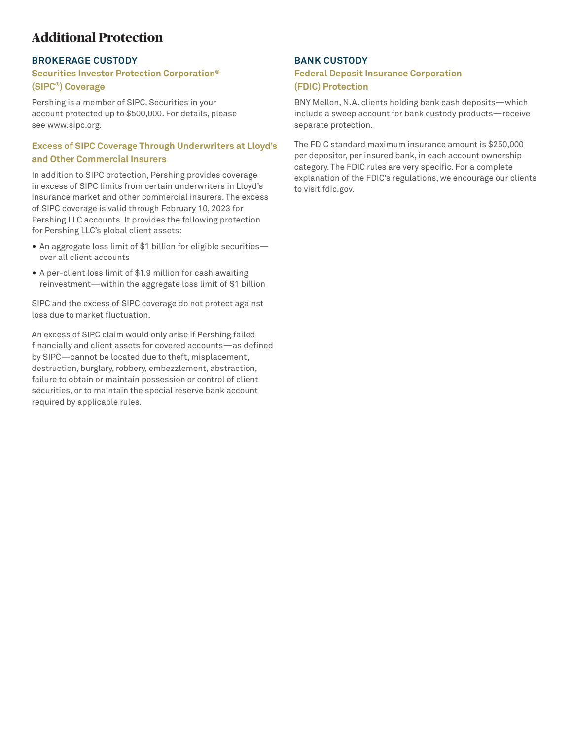# Additional Protection

## BROKERAGE CUSTODY

### Securities Investor Protection Corporation® (SIPC®) Coverage

Pershing is a member of SIPC. Securities in your account protected up to $500,000. For details, please see www.sipc.org.

### Excess of SIPC Coverage Through Underwriters at Lloyd's and Other Commercial Insurers

In addition to SIPC protection, Pershing provides coverage in excess of SIPC limits from certain underwriters in Lloyd's insurance market and other commercial insurers. The excess of SIPC coverage is valid through February 10, 2023 for Pershing LLC accounts. It provides the following protection for Pershing LLC's global client assets:

- An aggregate loss limit of $1 billion for eligible securities—over all client accounts
- A per-client loss limit of $1.9 million for cash awaiting reinvestment—within the aggregate loss limit of $1 billion

SIPC and the excess of SIPC coverage do not protect against loss due to market fluctuation.

An excess of SIPC claim would only arise if Pershing failed financially and client assets for covered accounts—as defined by SIPC—cannot be located due to theft, misplacement, destruction, burglary, robbery, embezzlement, abstraction, failure to obtain or maintain possession or control of client securities, or to maintain the special reserve bank account required by applicable rules.

## BANK CUSTODY

### Federal Deposit Insurance Corporation (FDIC) Protection

BNY Mellon, N.A. clients holding bank cash deposits—which include a sweep account for bank custody products—receive separate protection.

The FDIC standard maximum insurance amount is $250,000 per depositor, per insured bank, in each account ownership category. The FDIC rules are very specific. For a complete explanation of the FDIC's regulations, we encourage our clients to visit fdic.gov.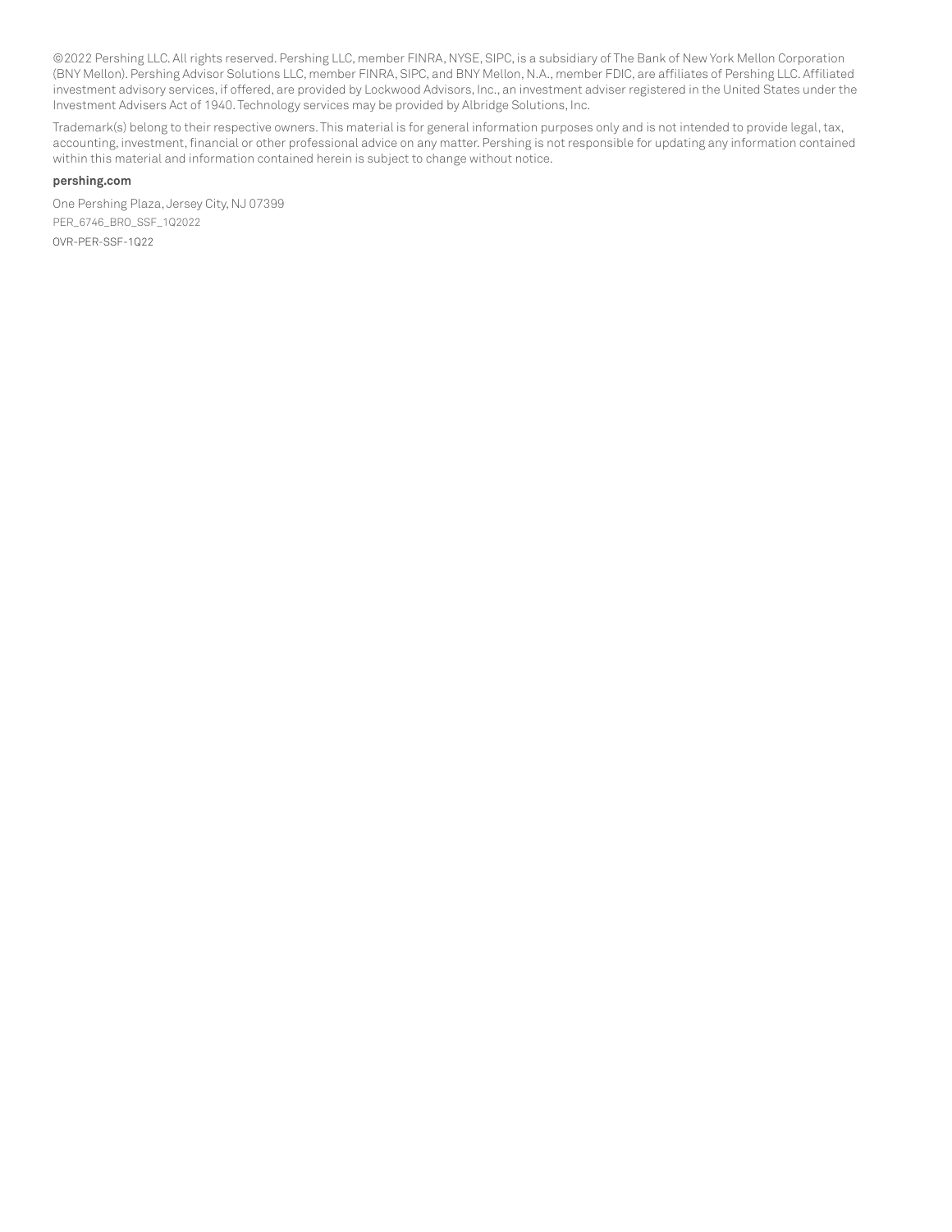©2022 Pershing LLC. All rights reserved. Pershing LLC, member FINRA, NYSE, SIPC, is a subsidiary of The Bank of New York Mellon Corporation (BNY Mellon). Pershing Advisor Solutions LLC, member FINRA, SIPC, and BNY Mellon, N.A., member FDIC, are affiliates of Pershing LLC. Affiliated investment advisory services, if offered, are provided by Lockwood Advisors, Inc., an investment adviser registered in the United States under the Investment Advisers Act of 1940. Technology services may be provided by Albridge Solutions, Inc.

Trademark(s) belong to their respective owners. This material is for general information purposes only and is not intended to provide legal, tax, accounting, investment, financial or other professional advice on any matter. Pershing is not responsible for updating any information contained within this material and information contained herein is subject to change without notice.

**pershing.com**

One Pershing Plaza, Jersey City, NJ 07399

PER_6746_BRO_SSF_1Q2022

OVR-PER-SSF-1Q22